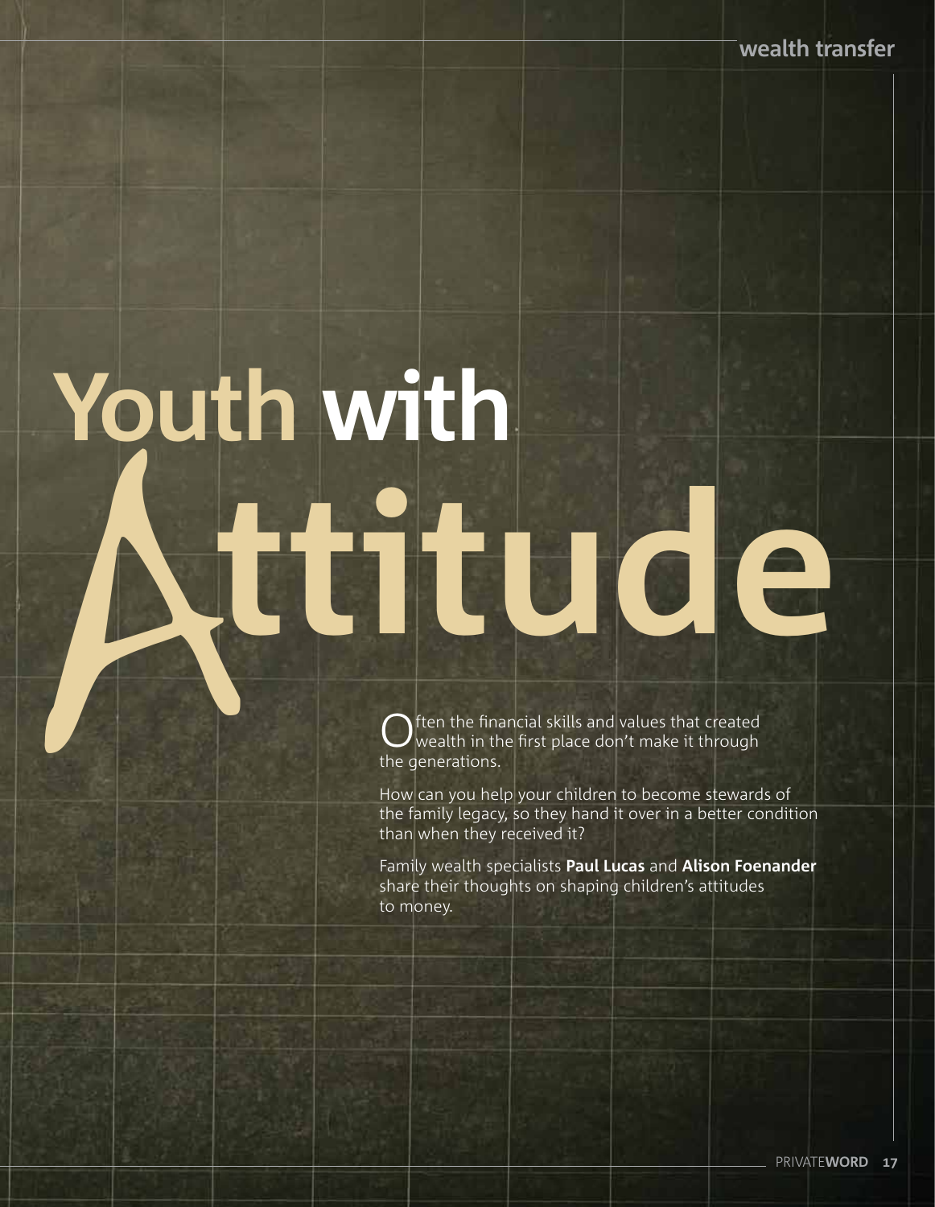# Youth with Attitude

Often the financial skills and values that created wealth in the first place don't make it through the generations.

How can you help your children to become stewards of the family legacy, so they hand it over in a better condition than when they received it?

Family wealth specialists **Paul Lucas** and **Alison Foenander** share their thoughts on shaping children's attitudes to money.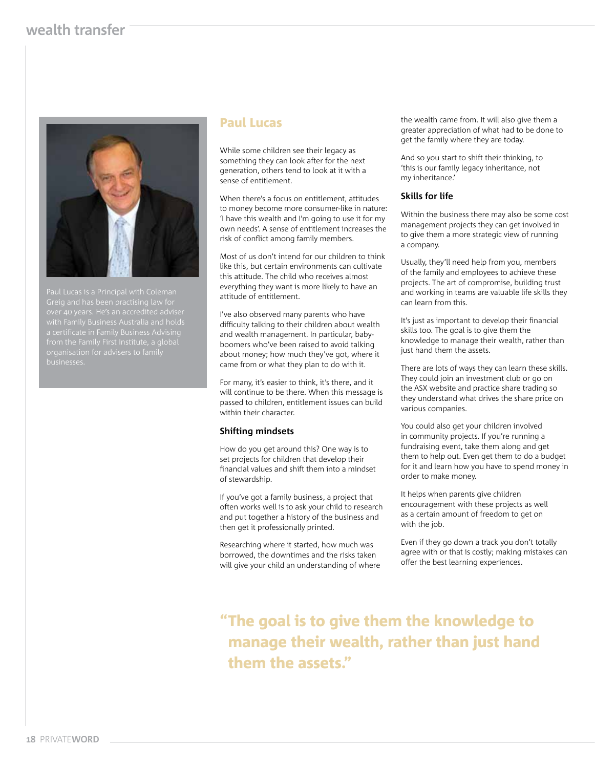## Paul Lucas

Paul Lucas is a Principal with Coleman Greig and has been practising law for over 40 years. He's an accredited adviser with Family Business Australia and holds a certificate in Family Business Advising from the Family First Institute, a global organisation for advisers to family businesses.

While some children see their legacy as something they can look after for the next generation, others tend to look at it with a sense of entitlement.

When there's a focus on entitlement, attitudes to money become more consumer-like in nature: 'I have this wealth and I'm going to use it for my own needs'. A sense of entitlement increases the risk of conflict among family members.

Most of us don't intend for our children to think like this, but certain environments can cultivate this attitude. The child who receives almost everything they want is more likely to have an attitude of entitlement.

I've also observed many parents who have difficulty talking to their children about wealth and wealth management. In particular, baby-boomers who've been raised to avoid talking about money; how much they've got, where it came from or what they plan to do with it.

For many, it's easier to think, it's there, and it will continue to be there. When this message is passed to children, entitlement issues can build within their character.

### Shifting mindsets

How do you get around this? One way is to set projects for children that develop their financial values and shift them into a mindset of stewardship.

If you've got a family business, a project that often works well is to ask your child to research and put together a history of the business and then get it professionally printed.

Researching where it started, how much was borrowed, the downtimes and the risks taken will give your child an understanding of where the wealth came from. It will also give them a greater appreciation of what had to be done to get the family where they are today.

And so you start to shift their thinking, to 'this is our family legacy inheritance, not my inheritance.'

### Skills for life

Within the business there may also be some cost management projects they can get involved in to give them a more strategic view of running a company.

Usually, they'll need help from you, members of the family and employees to achieve these projects. The art of compromise, building trust and working in teams are valuable life skills they can learn from this.

It's just as important to develop their financial skills too. The goal is to give them the knowledge to manage their wealth, rather than just hand them the assets.

There are lots of ways they can learn these skills. They could join an investment club or go on the ASX website and practice share trading so they understand what drives the share price on various companies.

You could also get your children involved in community projects. If you're running a fundraising event, take them along and get them to help out. Even get them to do a budget for it and learn how you have to spend money in order to make money.

It helps when parents give children encouragement with these projects as well as a certain amount of freedom to get on with the job.

Even if they go down a track you don't totally agree with or that is costly; making mistakes can offer the best learning experiences.

> **"The goal is to give them the knowledge to manage their wealth, rather than just hand them the assets."**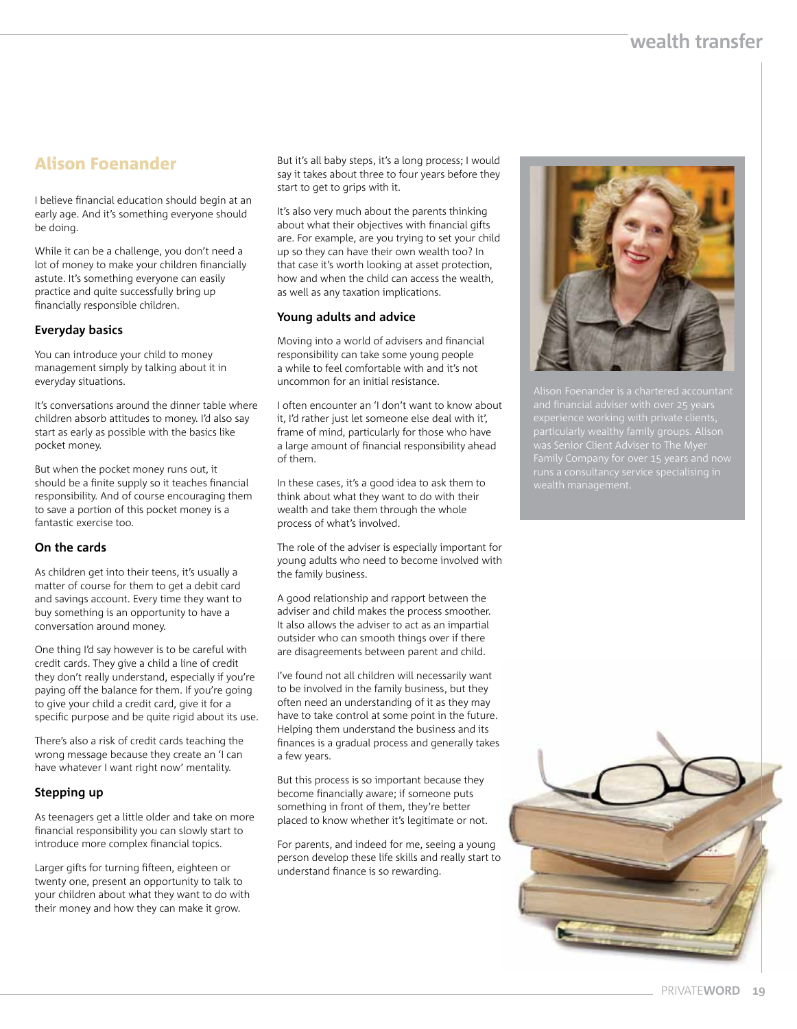## Alison Foenander

I believe financial education should begin at an early age. And it's something everyone should be doing.

While it can be a challenge, you don't need a lot of money to make your children financially astute. It's something everyone can easily practice and quite successfully bring up financially responsible children.

### Everyday basics

You can introduce your child to money management simply by talking about it in everyday situations.

It's conversations around the dinner table where children absorb attitudes to money. I'd also say start as early as possible with the basics like pocket money.

But when the pocket money runs out, it should be a finite supply so it teaches financial responsibility. And of course encouraging them to save a portion of this pocket money is a fantastic exercise too.

### On the cards

As children get into their teens, it's usually a matter of course for them to get a debit card and savings account. Every time they want to buy something is an opportunity to have a conversation around money.

One thing I'd say however is to be careful with credit cards. They give a child a line of credit they don't really understand, especially if you're paying off the balance for them. If you're going to give your child a credit card, give it for a specific purpose and be quite rigid about its use.

There's also a risk of credit cards teaching the wrong message because they create an 'I can have whatever I want right now' mentality.

### Stepping up

As teenagers get a little older and take on more financial responsibility you can slowly start to introduce more complex financial topics.

Larger gifts for turning fifteen, eighteen or twenty one, present an opportunity to talk to your children about what they want to do with their money and how they can make it grow.

But it's all baby steps, it's a long process; I would say it takes about three to four years before they start to get to grips with it.

It's also very much about the parents thinking about what their objectives with financial gifts are. For example, are you trying to set your child up so they can have their own wealth too? In that case it's worth looking at asset protection, how and when the child can access the wealth, as well as any taxation implications.

### Young adults and advice

Moving into a world of advisers and financial responsibility can take some young people a while to feel comfortable with and it's not uncommon for an initial resistance.

I often encounter an 'I don't want to know about it, I'd rather just let someone else deal with it', frame of mind, particularly for those who have a large amount of financial responsibility ahead of them.

In these cases, it's a good idea to ask them to think about what they want to do with their wealth and take them through the whole process of what's involved.

The role of the adviser is especially important for young adults who need to become involved with the family business.

A good relationship and rapport between the adviser and child makes the process smoother. It also allows the adviser to act as an impartial outsider who can smooth things over if there are disagreements between parent and child.

I've found not all children will necessarily want to be involved in the family business, but they often need an understanding of it as they may have to take control at some point in the future. Helping them understand the business and its finances is a gradual process and generally takes a few years.

But this process is so important because they become financially aware; if someone puts something in front of them, they're better placed to know whether it's legitimate or not.

For parents, and indeed for me, seeing a young person develop these life skills and really start to understand finance is so rewarding.

Alison Foenander is a chartered accountant and financial adviser with over 25 years experience working with private clients, particularly wealthy family groups. Alison was Senior Client Adviser to The Myer Family Company for over 15 years and now runs a consultancy service specialising in wealth management.